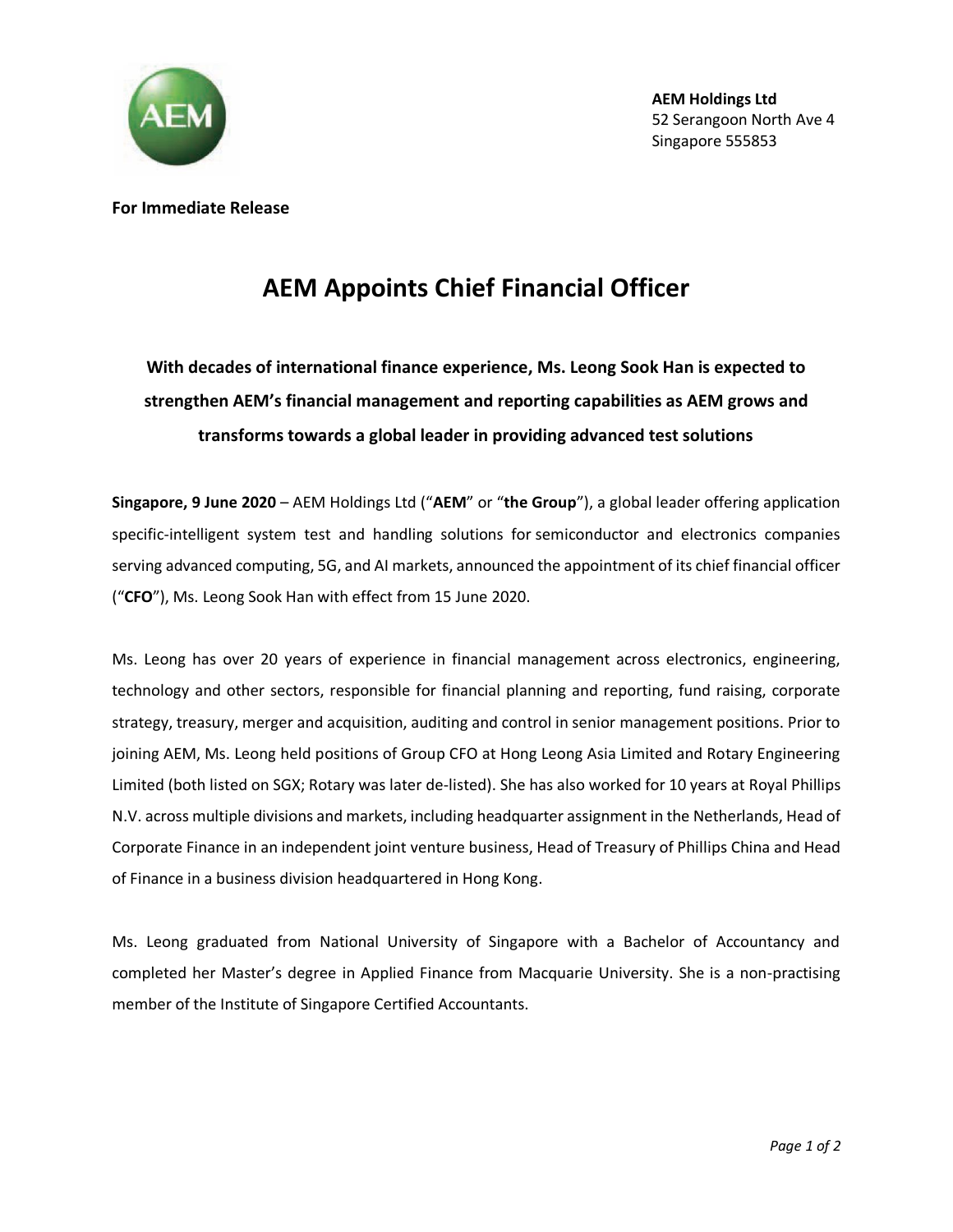**AEM Holdings Ltd**
52 Serangoon North Ave 4
Singapore 555853

**For Immediate Release**

# AEM Appoints Chief Financial Officer

**With decades of international finance experience, Ms. Leong Sook Han is expected to strengthen AEM's financial management and reporting capabilities as AEM grows and transforms towards a global leader in providing advanced test solutions**

**Singapore, 9 June 2020** – AEM Holdings Ltd ("**AEM**" or "**the Group**"), a global leader offering application specific-intelligent system test and handling solutions for semiconductor and electronics companies serving advanced computing, 5G, and AI markets, announced the appointment of its chief financial officer ("**CFO**"), Ms. Leong Sook Han with effect from 15 June 2020.

Ms. Leong has over 20 years of experience in financial management across electronics, engineering, technology and other sectors, responsible for financial planning and reporting, fund raising, corporate strategy, treasury, merger and acquisition, auditing and control in senior management positions. Prior to joining AEM, Ms. Leong held positions of Group CFO at Hong Leong Asia Limited and Rotary Engineering Limited (both listed on SGX; Rotary was later de-listed). She has also worked for 10 years at Royal Phillips N.V. across multiple divisions and markets, including headquarter assignment in the Netherlands, Head of Corporate Finance in an independent joint venture business, Head of Treasury of Phillips China and Head of Finance in a business division headquartered in Hong Kong.

Ms. Leong graduated from National University of Singapore with a Bachelor of Accountancy and completed her Master's degree in Applied Finance from Macquarie University. She is a non-practising member of the Institute of Singapore Certified Accountants.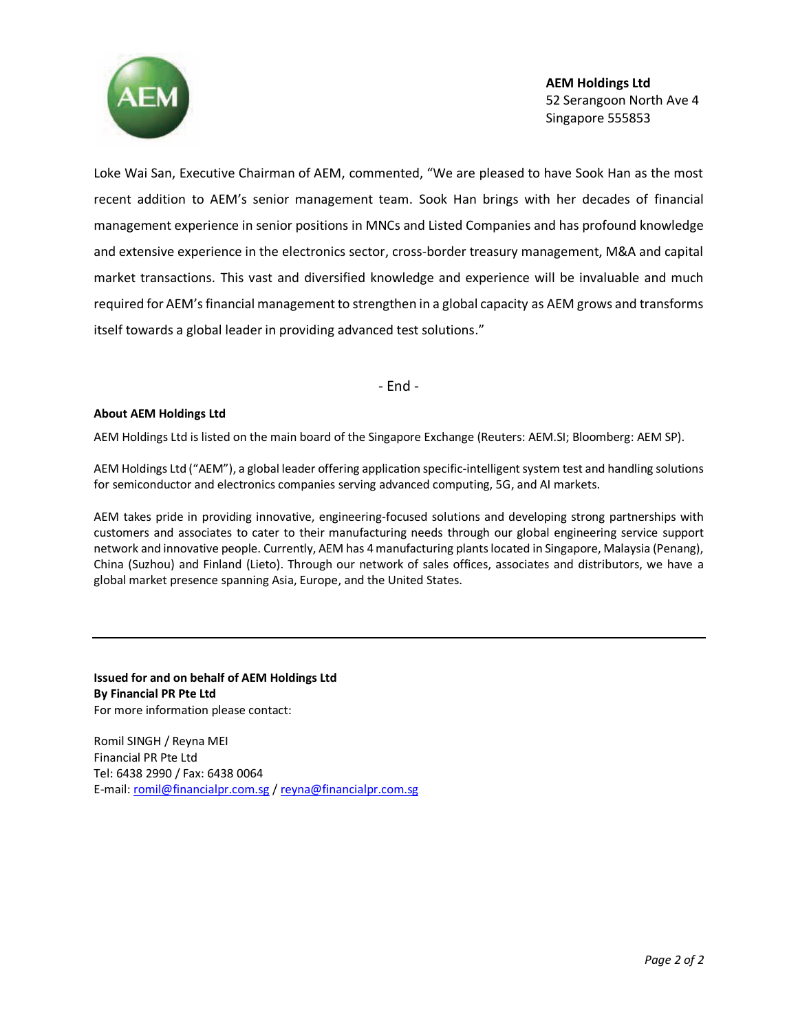**AEM Holdings Ltd**
52 Serangoon North Ave 4
Singapore 555853

Loke Wai San, Executive Chairman of AEM, commented, "We are pleased to have Sook Han as the most recent addition to AEM's senior management team. Sook Han brings with her decades of financial management experience in senior positions in MNCs and Listed Companies and has profound knowledge and extensive experience in the electronics sector, cross-border treasury management, M&A and capital market transactions. This vast and diversified knowledge and experience will be invaluable and much required for AEM's financial management to strengthen in a global capacity as AEM grows and transforms itself towards a global leader in providing advanced test solutions."

- End -

**About AEM Holdings Ltd**

AEM Holdings Ltd is listed on the main board of the Singapore Exchange (Reuters: AEM.SI; Bloomberg: AEM SP).

AEM Holdings Ltd ("AEM"), a global leader offering application specific-intelligent system test and handling solutions for semiconductor and electronics companies serving advanced computing, 5G, and AI markets.

AEM takes pride in providing innovative, engineering-focused solutions and developing strong partnerships with customers and associates to cater to their manufacturing needs through our global engineering service support network and innovative people. Currently, AEM has 4 manufacturing plants located in Singapore, Malaysia (Penang), China (Suzhou) and Finland (Lieto). Through our network of sales offices, associates and distributors, we have a global market presence spanning Asia, Europe, and the United States.

---

**Issued for and on behalf of AEM Holdings Ltd**
**By Financial PR Pte Ltd**
For more information please contact:

Romil SINGH / Reyna MEI
Financial PR Pte Ltd
Tel: 6438 2990 / Fax: 6438 0064
E-mail: romil@financialpr.com.sg / reyna@financialpr.com.sg